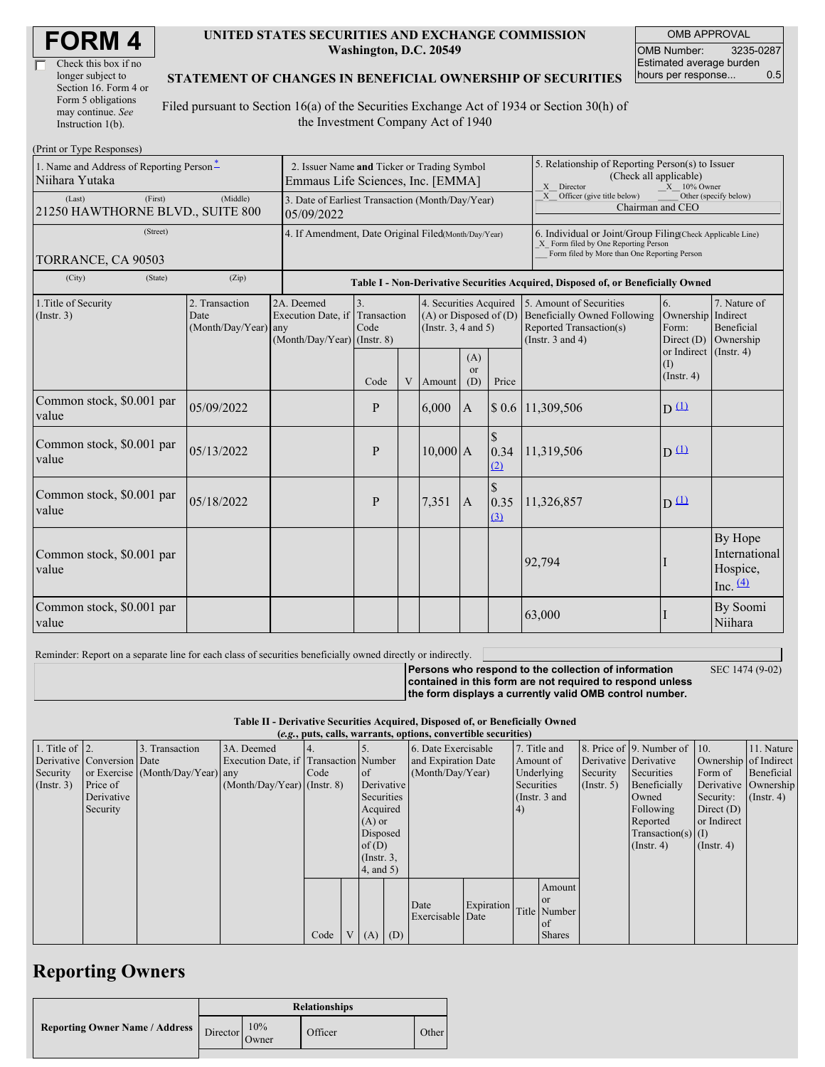# FORM 4

☐ Check this box if no longer subject to Section 16. Form 4 or Form 5 obligations may continue. *See* Instruction 1(b).

**UNITED STATES SECURITIES AND EXCHANGE COMMISSION**
**Washington, D.C. 20549**

**STATEMENT OF CHANGES IN BENEFICIAL OWNERSHIP OF SECURITIES**

Filed pursuant to Section 16(a) of the Securities Exchange Act of 1934 or Section 30(h) of the Investment Company Act of 1940

| OMB APPROVAL | |
|---|---|
| OMB Number: | 3235-0287 |
| Estimated average burden hours per response... | 0.5 |

(Print or Type Responses)

| 1. Name and Address of Reporting Person * | 2. Issuer Name and Ticker or Trading Symbol | 5. Relationship of Reporting Person(s) to Issuer (Check all applicable) |
|---|---|---|
| Niihara Yutaka | Emmaus Life Sciences, Inc. [EMMA] | _X_ Director _X_ 10% Owner |
| (Last) (First) (Middle) 21250 HAWTHORNE BLVD., SUITE 800 | 3. Date of Earliest Transaction (Month/Day/Year) 05/09/2022 | _X_ Officer (give title below) ___ Other (specify below) Chairman and CEO |
| (Street) TORRANCE, CA 90503 | 4. If Amendment, Date Original Filed (Month/Day/Year) | 6. Individual or Joint/Group Filing (Check Applicable Line) _X_ Form filed by One Reporting Person ___ Form filed by More than One Reporting Person |
| (City) (State) (Zip) | | |

**Table I - Non-Derivative Securities Acquired, Disposed of, or Beneficially Owned**

| 1.Title of Security (Instr. 3) | 2. Transaction Date (Month/Day/Year) | 2A. Deemed Execution Date, if any (Month/Day/Year) | 3. Transaction Code (Instr. 8) | | 4. Securities Acquired (A) or Disposed of (D) (Instr. 3, 4 and 5) | | | 5. Amount of Securities Beneficially Owned Following Reported Transaction(s) (Instr. 3 and 4) | 6. Ownership Form: Direct (D) or Indirect (I) (Instr. 4) | 7. Nature of Indirect Beneficial Ownership (Instr. 4) |
|---|---|---|---|---|---|---|---|---|---|---|
| | | | Code | V | Amount | (A) or (D) | Price | | | |
| Common stock, $0.001 par value | 05/09/2022 | | P | | 6,000 | A | $ 0.6 | 11,309,506 | D (1) | |
| Common stock, $0.001 par value | 05/13/2022 | | P | | 10,000 | A | $ 0.34 (2) | 11,319,506 | D (1) | |
| Common stock, $0.001 par value | 05/18/2022 | | P | | 7,351 | A | $ 0.35 (3) | 11,326,857 | D (1) | |
| Common stock, $0.001 par value | | | | | | | | 92,794 | I | By Hope International Hospice, Inc. (4) |
| Common stock, $0.001 par value | | | | | | | | 63,000 | I | By Soomi Niihara |

Reminder: Report on a separate line for each class of securities beneficially owned directly or indirectly.

**Persons who respond to the collection of information contained in this form are not required to respond unless the form displays a currently valid OMB control number.** SEC 1474 (9-02)

**Table II - Derivative Securities Acquired, Disposed of, or Beneficially Owned**
**(*e.g.*, puts, calls, warrants, options, convertible securities)**

| 1. Title of Derivative Security (Instr. 3) | 2. Conversion or Exercise Price of Derivative Security | 3. Transaction Date (Month/Day/Year) | 3A. Deemed Execution Date, if any (Month/Day/Year) | 4. Transaction Code (Instr. 8) | | 5. Number of Derivative Securities Acquired (A) or Disposed of (D) (Instr. 3, 4, and 5) | | 6. Date Exercisable and Expiration Date (Month/Day/Year) | | 7. Title and Amount of Underlying Securities (Instr. 3 and 4) | | 8. Price of Derivative Security (Instr. 5) | 9. Number of Derivative Securities Beneficially Owned Following Reported Transaction(s) (Instr. 4) | 10. Ownership Form of Derivative Security: Direct (D) or Indirect (I) (Instr. 4) | 11. Nature of Indirect Beneficial Ownership (Instr. 4) |
|---|---|---|---|---|---|---|---|---|---|---|---|---|---|---|---|
| | | | | Code | V | (A) | (D) | Date Exercisable | Expiration Date | Title | Amount or Number of Shares | | | | |

## Reporting Owners

| Reporting Owner Name / Address | Relationships | | | |
|---|---|---|---|---|
| | Director | 10% Owner | Officer | Other |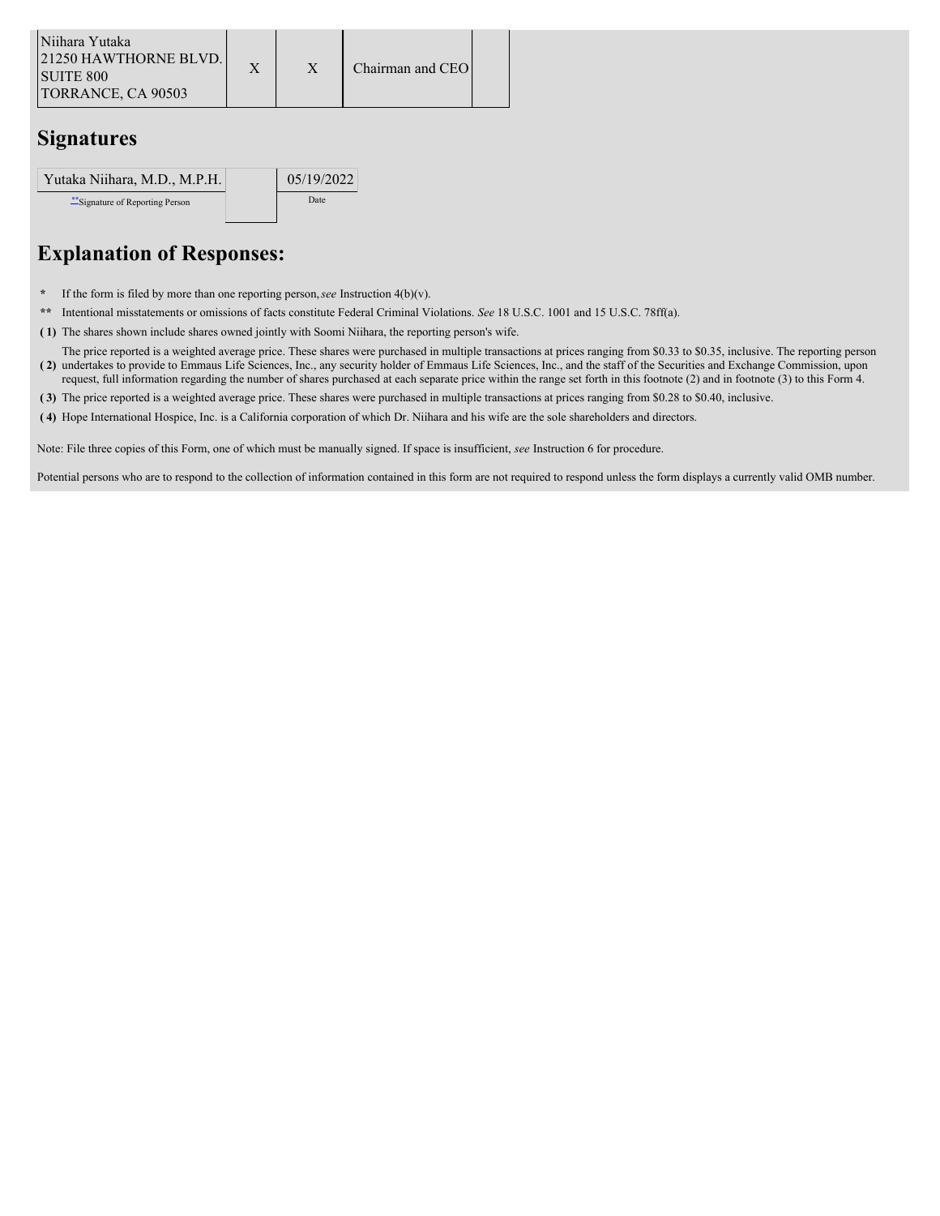| | | | | |
|---|---|---|---|---|
| Niihara Yutaka<br>21250 HAWTHORNE BLVD.<br>SUITE 800<br>TORRANCE, CA 90503 | X | X | Chairman and CEO | |

## Signatures

| | | |
|---|---|---|
| Yutaka Niihara, M.D., M.P.H. | | 05/19/2022 |
| **Signature of Reporting Person | | Date |

## Explanation of Responses:

\* If the form is filed by more than one reporting person, *see* Instruction 4(b)(v).

** Intentional misstatements or omissions of facts constitute Federal Criminal Violations. *See* 18 U.S.C. 1001 and 15 U.S.C. 78ff(a).

( 1) The shares shown include shares owned jointly with Soomi Niihara, the reporting person's wife.

( 2) The price reported is a weighted average price. These shares were purchased in multiple transactions at prices ranging from $0.33 to $0.35, inclusive. The reporting person undertakes to provide to Emmaus Life Sciences, Inc., any security holder of Emmaus Life Sciences, Inc., and the staff of the Securities and Exchange Commission, upon request, full information regarding the number of shares purchased at each separate price within the range set forth in this footnote (2) and in footnote (3) to this Form 4.

( 3) The price reported is a weighted average price. These shares were purchased in multiple transactions at prices ranging from $0.28 to $0.40, inclusive.

( 4) Hope International Hospice, Inc. is a California corporation of which Dr. Niihara and his wife are the sole shareholders and directors.

Note: File three copies of this Form, one of which must be manually signed. If space is insufficient, *see* Instruction 6 for procedure.

Potential persons who are to respond to the collection of information contained in this form are not required to respond unless the form displays a currently valid OMB number.